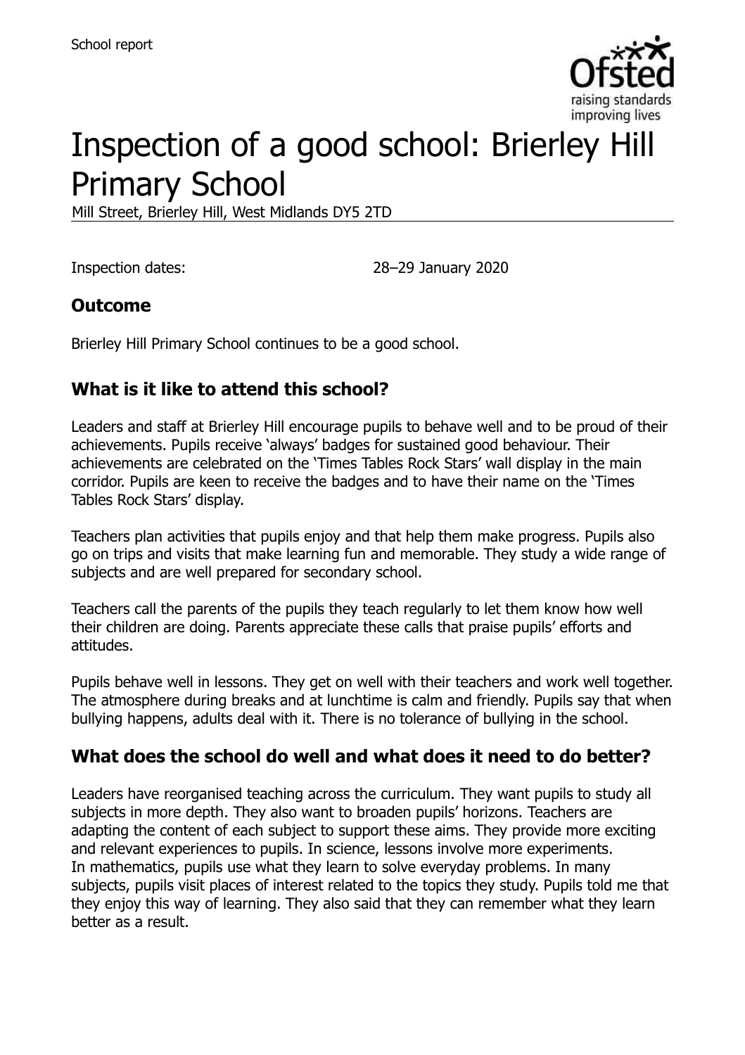School report

# Inspection of a good school: Brierley Hill Primary School

Mill Street, Brierley Hill, West Midlands DY5 2TD

Inspection dates: 28–29 January 2020

## Outcome

Brierley Hill Primary School continues to be a good school.

## What is it like to attend this school?

Leaders and staff at Brierley Hill encourage pupils to behave well and to be proud of their achievements. Pupils receive 'always' badges for sustained good behaviour. Their achievements are celebrated on the 'Times Tables Rock Stars' wall display in the main corridor. Pupils are keen to receive the badges and to have their name on the 'Times Tables Rock Stars' display.

Teachers plan activities that pupils enjoy and that help them make progress. Pupils also go on trips and visits that make learning fun and memorable. They study a wide range of subjects and are well prepared for secondary school.

Teachers call the parents of the pupils they teach regularly to let them know how well their children are doing. Parents appreciate these calls that praise pupils' efforts and attitudes.

Pupils behave well in lessons. They get on well with their teachers and work well together. The atmosphere during breaks and at lunchtime is calm and friendly. Pupils say that when bullying happens, adults deal with it. There is no tolerance of bullying in the school.

## What does the school do well and what does it need to do better?

Leaders have reorganised teaching across the curriculum. They want pupils to study all subjects in more depth. They also want to broaden pupils' horizons. Teachers are adapting the content of each subject to support these aims. They provide more exciting and relevant experiences to pupils. In science, lessons involve more experiments. In mathematics, pupils use what they learn to solve everyday problems. In many subjects, pupils visit places of interest related to the topics they study. Pupils told me that they enjoy this way of learning. They also said that they can remember what they learn better as a result.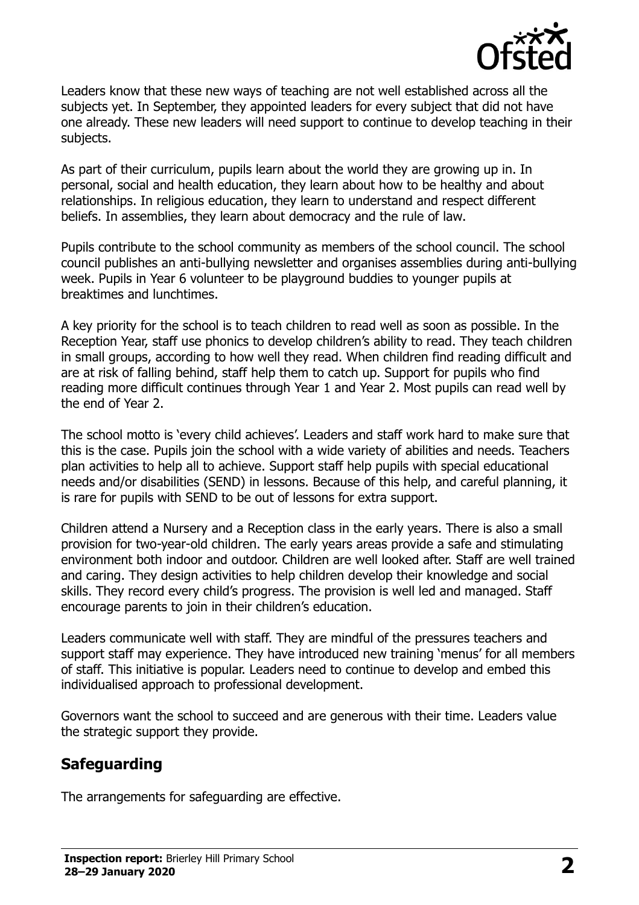Leaders know that these new ways of teaching are not well established across all the subjects yet. In September, they appointed leaders for every subject that did not have one already. These new leaders will need support to continue to develop teaching in their subjects.

As part of their curriculum, pupils learn about the world they are growing up in. In personal, social and health education, they learn about how to be healthy and about relationships. In religious education, they learn to understand and respect different beliefs. In assemblies, they learn about democracy and the rule of law.

Pupils contribute to the school community as members of the school council. The school council publishes an anti-bullying newsletter and organises assemblies during anti-bullying week. Pupils in Year 6 volunteer to be playground buddies to younger pupils at breaktimes and lunchtimes.

A key priority for the school is to teach children to read well as soon as possible. In the Reception Year, staff use phonics to develop children's ability to read. They teach children in small groups, according to how well they read. When children find reading difficult and are at risk of falling behind, staff help them to catch up. Support for pupils who find reading more difficult continues through Year 1 and Year 2. Most pupils can read well by the end of Year 2.

The school motto is 'every child achieves'. Leaders and staff work hard to make sure that this is the case. Pupils join the school with a wide variety of abilities and needs. Teachers plan activities to help all to achieve. Support staff help pupils with special educational needs and/or disabilities (SEND) in lessons. Because of this help, and careful planning, it is rare for pupils with SEND to be out of lessons for extra support.

Children attend a Nursery and a Reception class in the early years. There is also a small provision for two-year-old children. The early years areas provide a safe and stimulating environment both indoor and outdoor. Children are well looked after. Staff are well trained and caring. They design activities to help children develop their knowledge and social skills. They record every child's progress. The provision is well led and managed. Staff encourage parents to join in their children's education.

Leaders communicate well with staff. They are mindful of the pressures teachers and support staff may experience. They have introduced new training 'menus' for all members of staff. This initiative is popular. Leaders need to continue to develop and embed this individualised approach to professional development.

Governors want the school to succeed and are generous with their time. Leaders value the strategic support they provide.

## Safeguarding

The arrangements for safeguarding are effective.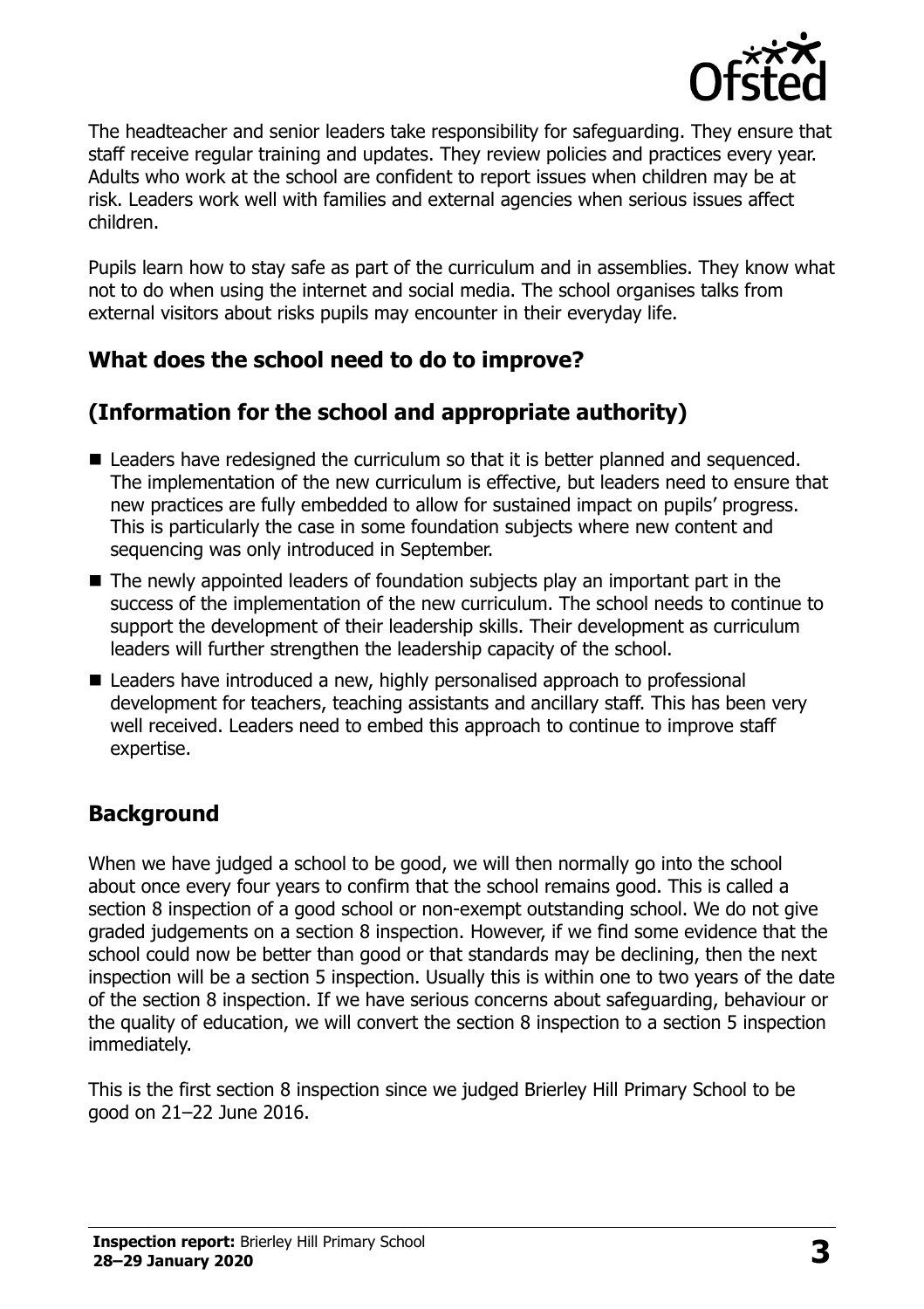The headteacher and senior leaders take responsibility for safeguarding. They ensure that staff receive regular training and updates. They review policies and practices every year. Adults who work at the school are confident to report issues when children may be at risk. Leaders work well with families and external agencies when serious issues affect children.

Pupils learn how to stay safe as part of the curriculum and in assemblies. They know what not to do when using the internet and social media. The school organises talks from external visitors about risks pupils may encounter in their everyday life.

## What does the school need to do to improve?

## (Information for the school and appropriate authority)

- Leaders have redesigned the curriculum so that it is better planned and sequenced. The implementation of the new curriculum is effective, but leaders need to ensure that new practices are fully embedded to allow for sustained impact on pupils' progress. This is particularly the case in some foundation subjects where new content and sequencing was only introduced in September.
- The newly appointed leaders of foundation subjects play an important part in the success of the implementation of the new curriculum. The school needs to continue to support the development of their leadership skills. Their development as curriculum leaders will further strengthen the leadership capacity of the school.
- Leaders have introduced a new, highly personalised approach to professional development for teachers, teaching assistants and ancillary staff. This has been very well received. Leaders need to embed this approach to continue to improve staff expertise.

## Background

When we have judged a school to be good, we will then normally go into the school about once every four years to confirm that the school remains good. This is called a section 8 inspection of a good school or non-exempt outstanding school. We do not give graded judgements on a section 8 inspection. However, if we find some evidence that the school could now be better than good or that standards may be declining, then the next inspection will be a section 5 inspection. Usually this is within one to two years of the date of the section 8 inspection. If we have serious concerns about safeguarding, behaviour or the quality of education, we will convert the section 8 inspection to a section 5 inspection immediately.

This is the first section 8 inspection since we judged Brierley Hill Primary School to be good on 21–22 June 2016.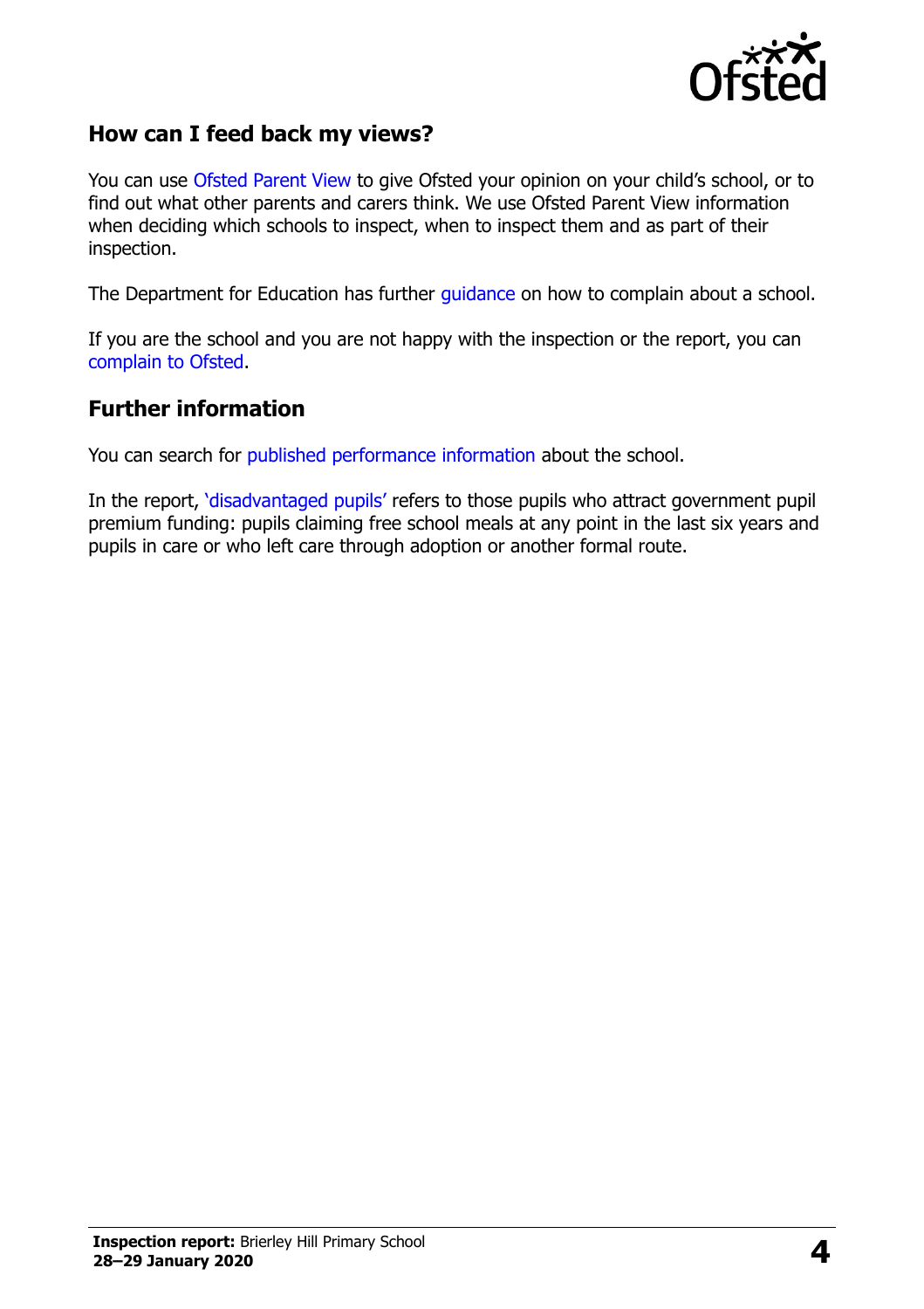## How can I feed back my views?

You can use Ofsted Parent View to give Ofsted your opinion on your child's school, or to find out what other parents and carers think. We use Ofsted Parent View information when deciding which schools to inspect, when to inspect them and as part of their inspection.

The Department for Education has further guidance on how to complain about a school.

If you are the school and you are not happy with the inspection or the report, you can complain to Ofsted.

## Further information

You can search for published performance information about the school.

In the report, 'disadvantaged pupils' refers to those pupils who attract government pupil premium funding: pupils claiming free school meals at any point in the last six years and pupils in care or who left care through adoption or another formal route.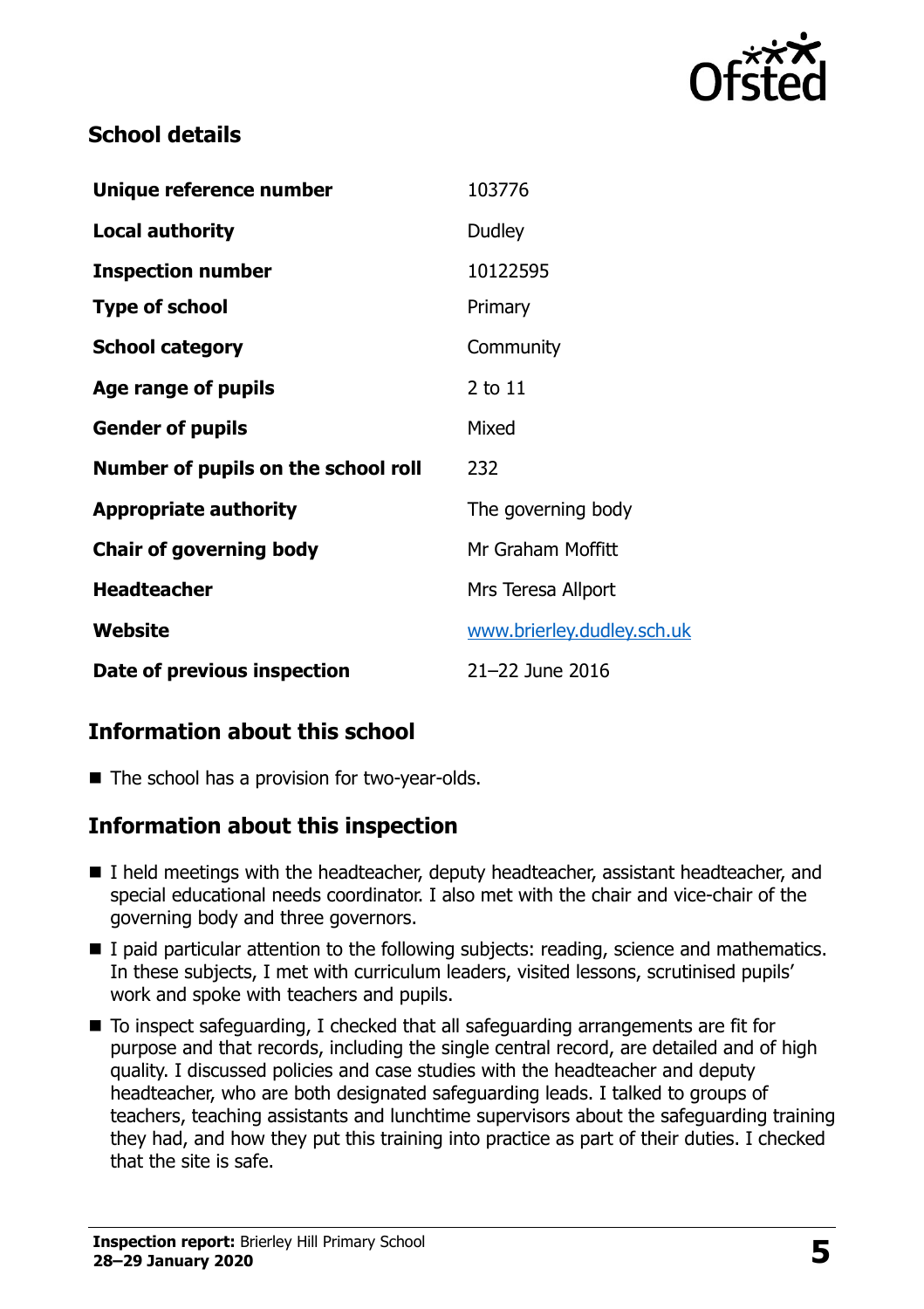## School details

| | |
|---|---|
| **Unique reference number** | 103776 |
| **Local authority** | Dudley |
| **Inspection number** | 10122595 |
| **Type of school** | Primary |
| **School category** | Community |
| **Age range of pupils** | 2 to 11 |
| **Gender of pupils** | Mixed |
| **Number of pupils on the school roll** | 232 |
| **Appropriate authority** | The governing body |
| **Chair of governing body** | Mr Graham Moffitt |
| **Headteacher** | Mrs Teresa Allport |
| **Website** | www.brierley.dudley.sch.uk |
| **Date of previous inspection** | 21–22 June 2016 |

## Information about this school

- The school has a provision for two-year-olds.

## Information about this inspection

- I held meetings with the headteacher, deputy headteacher, assistant headteacher, and special educational needs coordinator. I also met with the chair and vice-chair of the governing body and three governors.
- I paid particular attention to the following subjects: reading, science and mathematics. In these subjects, I met with curriculum leaders, visited lessons, scrutinised pupils' work and spoke with teachers and pupils.
- To inspect safeguarding, I checked that all safeguarding arrangements are fit for purpose and that records, including the single central record, are detailed and of high quality. I discussed policies and case studies with the headteacher and deputy headteacher, who are both designated safeguarding leads. I talked to groups of teachers, teaching assistants and lunchtime supervisors about the safeguarding training they had, and how they put this training into practice as part of their duties. I checked that the site is safe.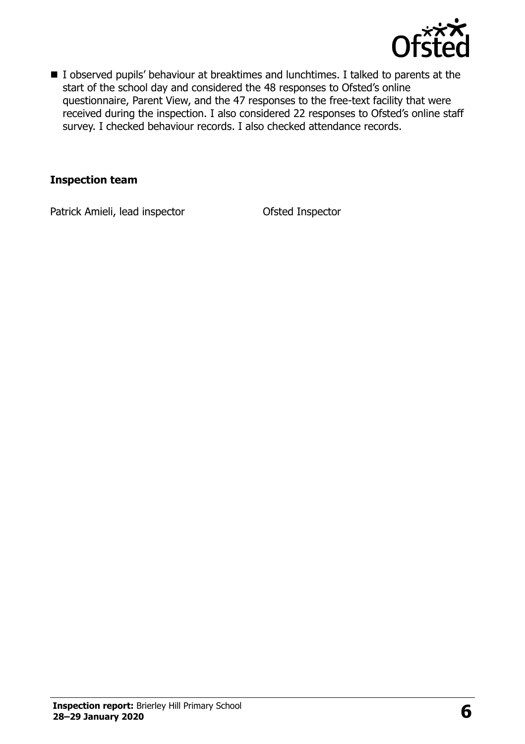- I observed pupils' behaviour at breaktimes and lunchtimes. I talked to parents at the start of the school day and considered the 48 responses to Ofsted's online questionnaire, Parent View, and the 47 responses to the free-text facility that were received during the inspection. I also considered 22 responses to Ofsted's online staff survey. I checked behaviour records. I also checked attendance records.

### Inspection team

| | |
|---|---|
| Patrick Amieli, lead inspector | Ofsted Inspector |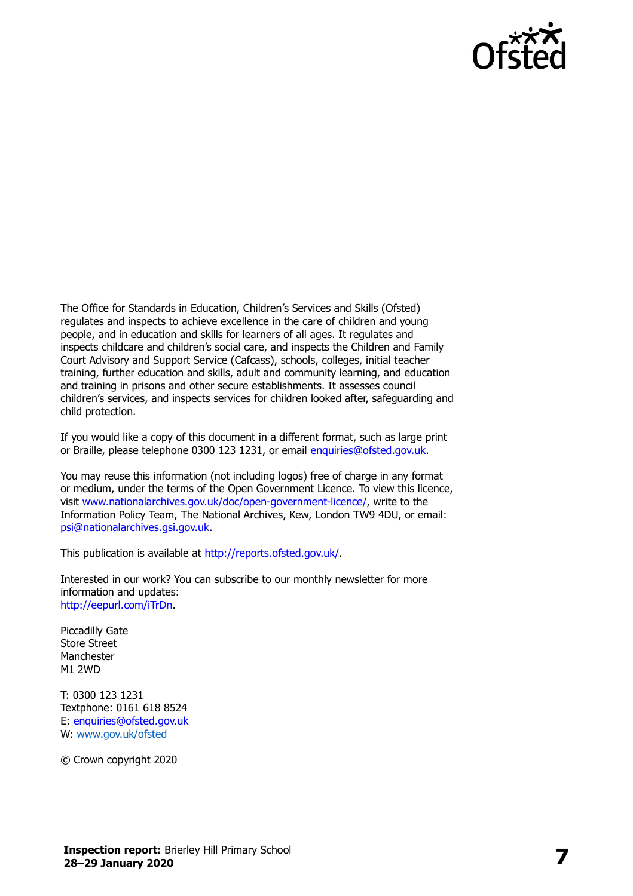The Office for Standards in Education, Children's Services and Skills (Ofsted) regulates and inspects to achieve excellence in the care of children and young people, and in education and skills for learners of all ages. It regulates and inspects childcare and children's social care, and inspects the Children and Family Court Advisory and Support Service (Cafcass), schools, colleges, initial teacher training, further education and skills, adult and community learning, and education and training in prisons and other secure establishments. It assesses council children's services, and inspects services for children looked after, safeguarding and child protection.

If you would like a copy of this document in a different format, such as large print or Braille, please telephone 0300 123 1231, or email enquiries@ofsted.gov.uk.

You may reuse this information (not including logos) free of charge in any format or medium, under the terms of the Open Government Licence. To view this licence, visit www.nationalarchives.gov.uk/doc/open-government-licence/, write to the Information Policy Team, The National Archives, Kew, London TW9 4DU, or email: psi@nationalarchives.gsi.gov.uk.

This publication is available at http://reports.ofsted.gov.uk/.

Interested in our work? You can subscribe to our monthly newsletter for more information and updates:
http://eepurl.com/iTrDn.

Piccadilly Gate
Store Street
Manchester
M1 2WD

T: 0300 123 1231
Textphone: 0161 618 8524
E: enquiries@ofsted.gov.uk
W: www.gov.uk/ofsted

© Crown copyright 2020